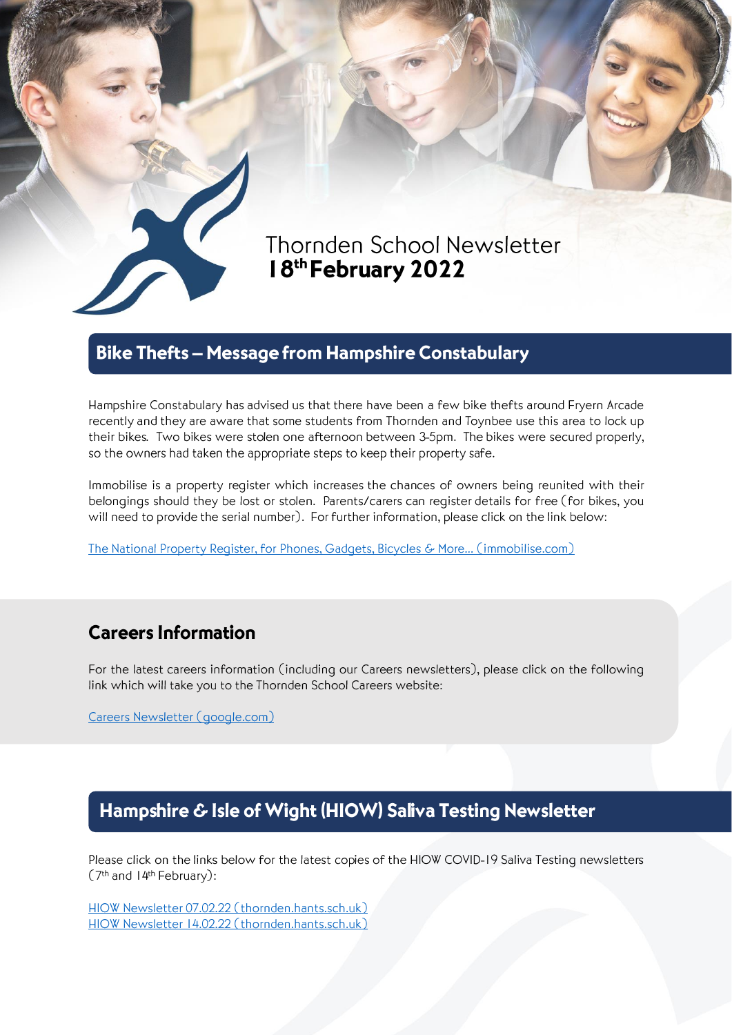# Thornden School Newsletter

**18th February 2022**

## Bike Thefts – Message from Hampshire Constabulary

Hampshire Constabulary has advised us that there have been a few bike thefts around Fryern Arcade recently and they are aware that some students from Thornden and Toynbee use this area to lock up their bikes. Two bikes were stolen one afternoon between 3-5pm. The bikes were secured properly, so the owners had taken the appropriate steps to keep their property safe.

Immobilise is a property register which increases the chances of owners being reunited with their belongings should they be lost or stolen. Parents/carers can register details for free (for bikes, you will need to provide the serial number). For further information, please click on the link below:

The National Property Register, for Phones, Gadgets, Bicycles & More... (immobilise.com)

## Careers Information

For the latest careers information (including our Careers newsletters), please click on the following link which will take you to the Thornden School Careers website:

Careers Newsletter (google.com)

## Hampshire & Isle of Wight (HIOW) Saliva Testing Newsletter

Please click on the links below for the latest copies of the HIOW COVID-19 Saliva Testing newsletters (7th and 14th February):

HIOW Newsletter 07.02.22 (thornden.hants.sch.uk)
HIOW Newsletter 14.02.22 (thornden.hants.sch.uk)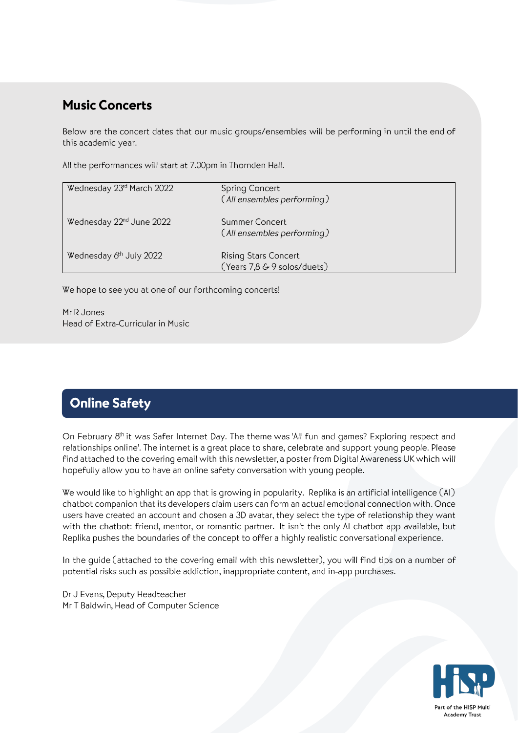## Music Concerts

Below are the concert dates that our music groups/ensembles will be performing in until the end of this academic year.

All the performances will start at 7.00pm in Thornden Hall.

| | |
|---|---|
| Wednesday 23rd March 2022 | Spring Concert<br>(*All ensembles performing*) |
| Wednesday 22nd June 2022 | Summer Concert<br>(*All ensembles performing*) |
| Wednesday 6th July 2022 | Rising Stars Concert<br>(Years 7,8 & 9 solos/duets) |

We hope to see you at one of our forthcoming concerts!

Mr R Jones
Head of Extra-Curricular in Music

## Online Safety

On February 8th it was Safer Internet Day. The theme was 'All fun and games? Exploring respect and relationships online'. The internet is a great place to share, celebrate and support young people. Please find attached to the covering email with this newsletter, a poster from Digital Awareness UK which will hopefully allow you to have an online safety conversation with young people.

We would like to highlight an app that is growing in popularity. Replika is an artificial intelligence (AI) chatbot companion that its developers claim users can form an actual emotional connection with. Once users have created an account and chosen a 3D avatar, they select the type of relationship they want with the chatbot: friend, mentor, or romantic partner. It isn't the only AI chatbot app available, but Replika pushes the boundaries of the concept to offer a highly realistic conversational experience.

In the guide (attached to the covering email with this newsletter), you will find tips on a number of potential risks such as possible addiction, inappropriate content, and in-app purchases.

Dr J Evans, Deputy Headteacher
Mr T Baldwin, Head of Computer Science

Part of the HISP Multi Academy Trust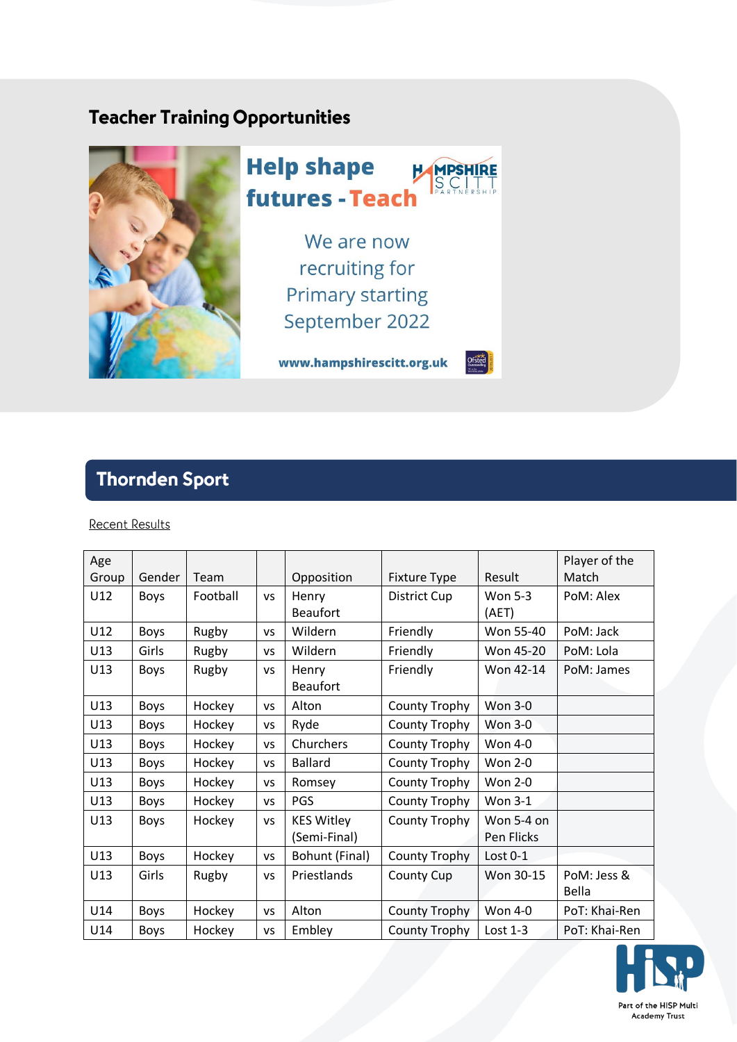## Teacher Training Opportunities

Help shape futures - Teach

HAMPSHIRE SCITT PARTNERSHIP

We are now recruiting for Primary starting September 2022

www.hampshirescitt.org.uk

## Thornden Sport

Recent Results

| Age Group | Gender | Team | | Opposition | Fixture Type | Result | Player of the Match |
|---|---|---|---|---|---|---|---|
| U12 | Boys | Football | vs | Henry Beaufort | District Cup | Won 5-3 (AET) | PoM: Alex |
| U12 | Boys | Rugby | vs | Wildern | Friendly | Won 55-40 | PoM: Jack |
| U13 | Girls | Rugby | vs | Wildern | Friendly | Won 45-20 | PoM: Lola |
| U13 | Boys | Rugby | vs | Henry Beaufort | Friendly | Won 42-14 | PoM: James |
| U13 | Boys | Hockey | vs | Alton | County Trophy | Won 3-0 | |
| U13 | Boys | Hockey | vs | Ryde | County Trophy | Won 3-0 | |
| U13 | Boys | Hockey | vs | Churchers | County Trophy | Won 4-0 | |
| U13 | Boys | Hockey | vs | Ballard | County Trophy | Won 2-0 | |
| U13 | Boys | Hockey | vs | Romsey | County Trophy | Won 2-0 | |
| U13 | Boys | Hockey | vs | PGS | County Trophy | Won 3-1 | |
| U13 | Boys | Hockey | vs | KES Witley (Semi-Final) | County Trophy | Won 5-4 on Pen Flicks | |
| U13 | Boys | Hockey | vs | Bohunt (Final) | County Trophy | Lost 0-1 | |
| U13 | Girls | Rugby | vs | Priestlands | County Cup | Won 30-15 | PoM: Jess & Bella |
| U14 | Boys | Hockey | vs | Alton | County Trophy | Won 4-0 | PoT: Khai-Ren |
| U14 | Boys | Hockey | vs | Embley | County Trophy | Lost 1-3 | PoT: Khai-Ren |

Part of the HISP Multi Academy Trust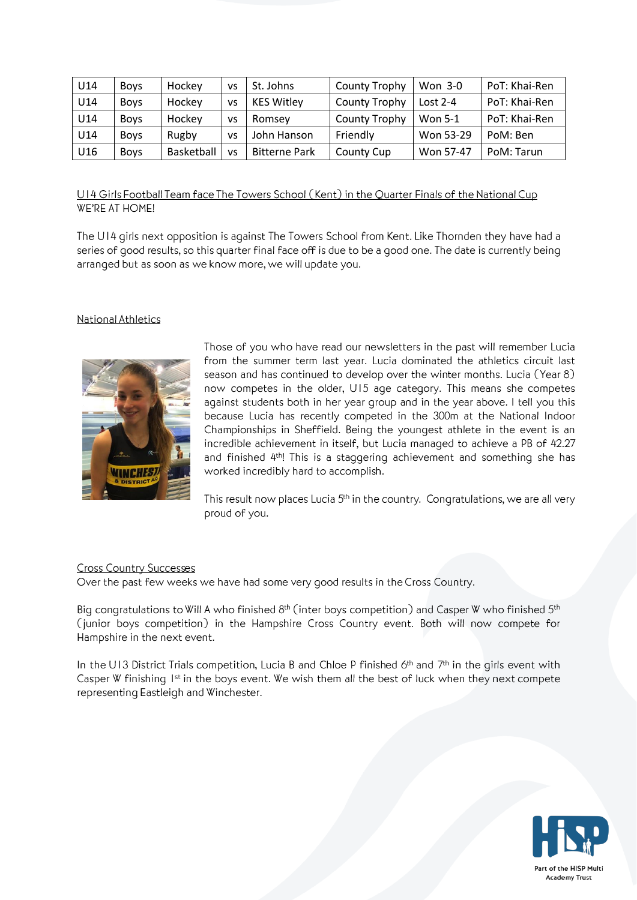| U14 | Boys | Hockey | vs | St. Johns | County Trophy | Won 3-0 | PoT: Khai-Ren |
|---|---|---|---|---|---|---|---|
| U14 | Boys | Hockey | vs | KES Witley | County Trophy | Lost 2-4 | PoT: Khai-Ren |
| U14 | Boys | Hockey | vs | Romsey | County Trophy | Won 5-1 | PoT: Khai-Ren |
| U14 | Boys | Rugby | vs | John Hanson | Friendly | Won 53-29 | PoM: Ben |
| U16 | Boys | Basketball | vs | Bitterne Park | County Cup | Won 57-47 | PoM: Tarun |

U14 Girls Football Team face The Towers School (Kent) in the Quarter Finals of the National Cup
WE'RE AT HOME!

The U14 girls next opposition is against The Towers School from Kent. Like Thornden they have had a series of good results, so this quarter final face off is due to be a good one. The date is currently being arranged but as soon as we know more, we will update you.

National Athletics

Those of you who have read our newsletters in the past will remember Lucia from the summer term last year. Lucia dominated the athletics circuit last season and has continued to develop over the winter months. Lucia (Year 8) now competes in the older, U15 age category. This means she competes against students both in her year group and in the year above. I tell you this because Lucia has recently competed in the 300m at the National Indoor Championships in Sheffield. Being the youngest athlete in the event is an incredible achievement in itself, but Lucia managed to achieve a PB of 42.27 and finished 4th! This is a staggering achievement and something she has worked incredibly hard to accomplish.

This result now places Lucia 5th in the country. Congratulations, we are all very proud of you.

Cross Country Successes
Over the past few weeks we have had some very good results in the Cross Country.

Big congratulations to Will A who finished 8th (inter boys competition) and Casper W who finished 5th (junior boys competition) in the Hampshire Cross Country event. Both will now compete for Hampshire in the next event.

In the U13 District Trials competition, Lucia B and Chloe P finished 6th and 7th in the girls event with Casper W finishing 1st in the boys event. We wish them all the best of luck when they next compete representing Eastleigh and Winchester.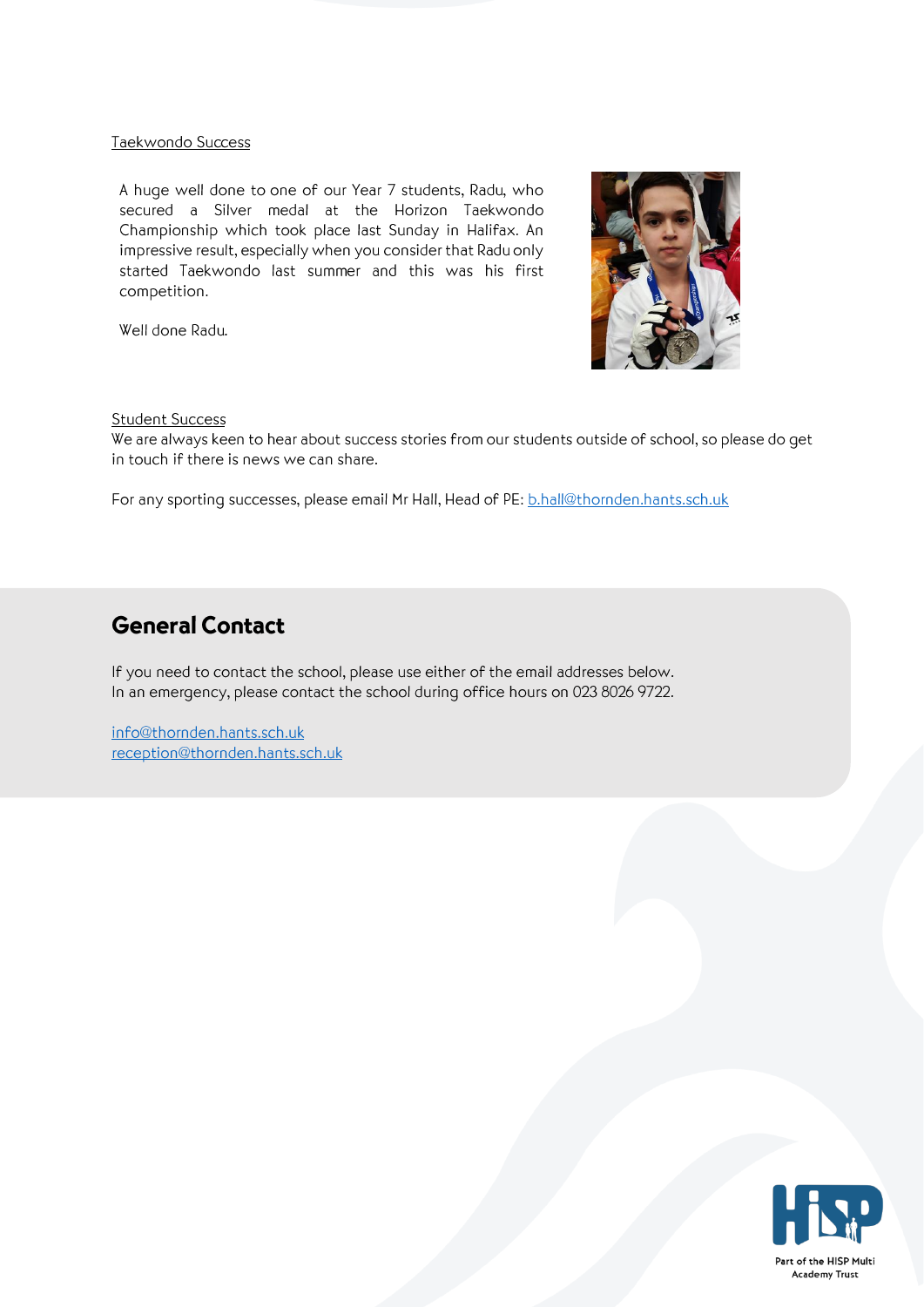Taekwondo Success

A huge well done to one of our Year 7 students, Radu, who secured a Silver medal at the Horizon Taekwondo Championship which took place last Sunday in Halifax. An impressive result, especially when you consider that Radu only started Taekwondo last summer and this was his first competition.

Well done Radu.

Student Success

We are always keen to hear about success stories from our students outside of school, so please do get in touch if there is news we can share.

For any sporting successes, please email Mr Hall, Head of PE: b.hall@thornden.hants.sch.uk

## General Contact

If you need to contact the school, please use either of the email addresses below.
In an emergency, please contact the school during office hours on 023 8026 9722.

info@thornden.hants.sch.uk
reception@thornden.hants.sch.uk

Part of the HISP Multi Academy Trust